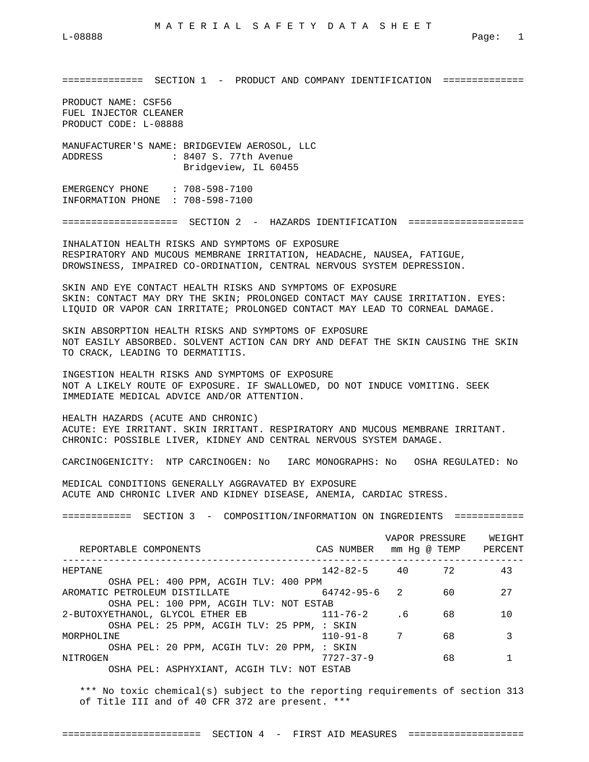# MATERIAL SAFETY DATA SHEET

## SECTION 1 - PRODUCT AND COMPANY IDENTIFICATION

PRODUCT NAME: CSF56
FUEL INJECTOR CLEANER
PRODUCT CODE: L-08888

MANUFACTURER'S NAME: BRIDGEVIEW AEROSOL, LLC
ADDRESS : 8407 S. 77th Avenue
Bridgeview, IL 60455

EMERGENCY PHONE : 708-598-7100
INFORMATION PHONE : 708-598-7100

## SECTION 2 - HAZARDS IDENTIFICATION

INHALATION HEALTH RISKS AND SYMPTOMS OF EXPOSURE
RESPIRATORY AND MUCOUS MEMBRANE IRRITATION, HEADACHE, NAUSEA, FATIGUE, DROWSINESS, IMPAIRED CO-ORDINATION, CENTRAL NERVOUS SYSTEM DEPRESSION.

SKIN AND EYE CONTACT HEALTH RISKS AND SYMPTOMS OF EXPOSURE
SKIN: CONTACT MAY DRY THE SKIN; PROLONGED CONTACT MAY CAUSE IRRITATION. EYES: LIQUID OR VAPOR CAN IRRITATE; PROLONGED CONTACT MAY LEAD TO CORNEAL DAMAGE.

SKIN ABSORPTION HEALTH RISKS AND SYMPTOMS OF EXPOSURE
NOT EASILY ABSORBED. SOLVENT ACTION CAN DRY AND DEFAT THE SKIN CAUSING THE SKIN TO CRACK, LEADING TO DERMATITIS.

INGESTION HEALTH RISKS AND SYMPTOMS OF EXPOSURE
NOT A LIKELY ROUTE OF EXPOSURE. IF SWALLOWED, DO NOT INDUCE VOMITING. SEEK IMMEDIATE MEDICAL ADVICE AND/OR ATTENTION.

HEALTH HAZARDS (ACUTE AND CHRONIC)
ACUTE: EYE IRRITANT. SKIN IRRITANT. RESPIRATORY AND MUCOUS MEMBRANE IRRITANT.
CHRONIC: POSSIBLE LIVER, KIDNEY AND CENTRAL NERVOUS SYSTEM DAMAGE.

CARCINOGENICITY: NTP CARCINOGEN: No IARC MONOGRAPHS: No OSHA REGULATED: No

MEDICAL CONDITIONS GENERALLY AGGRAVATED BY EXPOSURE
ACUTE AND CHRONIC LIVER AND KIDNEY DISEASE, ANEMIA, CARDIAC STRESS.

## SECTION 3 - COMPOSITION/INFORMATION ON INGREDIENTS

| REPORTABLE COMPONENTS | CAS NUMBER | VAPOR PRESSURE mm Hg | @ TEMP | WEIGHT PERCENT |
|---|---|---|---|---|
| HEPTANE<br>OSHA PEL: 400 PPM, ACGIH TLV: 400 PPM | 142-82-5 | 40 | 72 | 43 |
| AROMATIC PETROLEUM DISTILLATE<br>OSHA PEL: 100 PPM, ACGIH TLV: NOT ESTAB | 64742-95-6 | 2 | 60 | 27 |
| 2-BUTOXYETHANOL, GLYCOL ETHER EB<br>OSHA PEL: 25 PPM, ACGIH TLV: 25 PPM, : SKIN | 111-76-2 | .6 | 68 | 10 |
| MORPHOLINE<br>OSHA PEL: 20 PPM, ACGIH TLV: 20 PPM, : SKIN | 110-91-8 | 7 | 68 | 3 |
| NITROGEN<br>OSHA PEL: ASPHYXIANT, ACGIH TLV: NOT ESTAB | 7727-37-9 | | 68 | 1 |

*** No toxic chemical(s) subject to the reporting requirements of section 313 of Title III and of 40 CFR 372 are present. ***

## SECTION 4 - FIRST AID MEASURES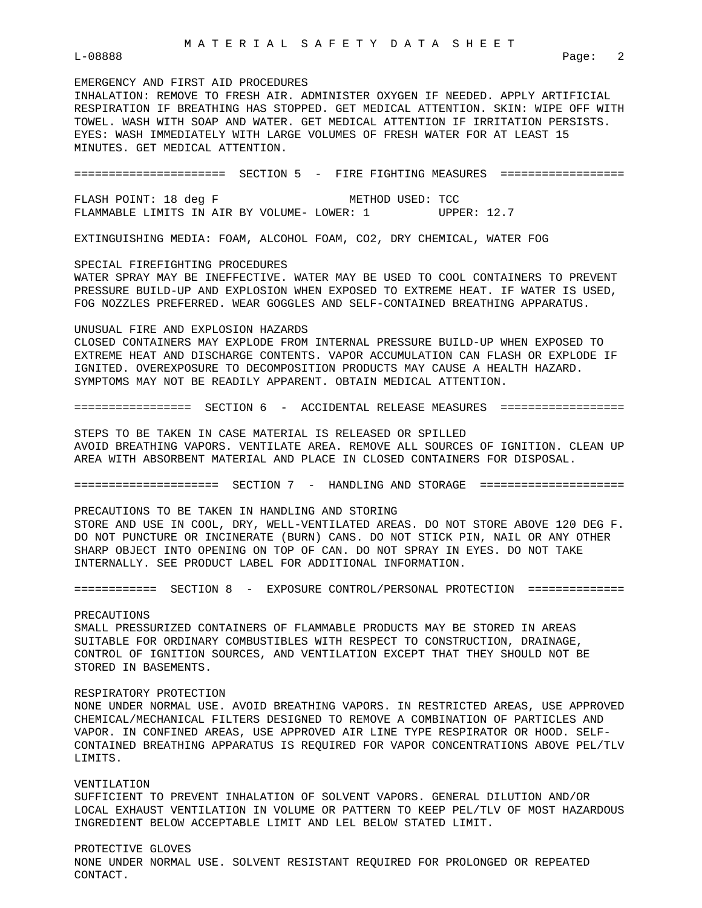EMERGENCY AND FIRST AID PROCEDURES
INHALATION: REMOVE TO FRESH AIR. ADMINISTER OXYGEN IF NEEDED. APPLY ARTIFICIAL RESPIRATION IF BREATHING HAS STOPPED. GET MEDICAL ATTENTION. SKIN: WIPE OFF WITH TOWEL. WASH WITH SOAP AND WATER. GET MEDICAL ATTENTION IF IRRITATION PERSISTS. EYES: WASH IMMEDIATELY WITH LARGE VOLUMES OF FRESH WATER FOR AT LEAST 15 MINUTES. GET MEDICAL ATTENTION.

## SECTION 5 - FIRE FIGHTING MEASURES

FLASH POINT: 18 deg F METHOD USED: TCC
FLAMMABLE LIMITS IN AIR BY VOLUME- LOWER: 1 UPPER: 12.7

EXTINGUISHING MEDIA: FOAM, ALCOHOL FOAM, CO2, DRY CHEMICAL, WATER FOG

SPECIAL FIREFIGHTING PROCEDURES
WATER SPRAY MAY BE INEFFECTIVE. WATER MAY BE USED TO COOL CONTAINERS TO PREVENT PRESSURE BUILD-UP AND EXPLOSION WHEN EXPOSED TO EXTREME HEAT. IF WATER IS USED, FOG NOZZLES PREFERRED. WEAR GOGGLES AND SELF-CONTAINED BREATHING APPARATUS.

UNUSUAL FIRE AND EXPLOSION HAZARDS
CLOSED CONTAINERS MAY EXPLODE FROM INTERNAL PRESSURE BUILD-UP WHEN EXPOSED TO EXTREME HEAT AND DISCHARGE CONTENTS. VAPOR ACCUMULATION CAN FLASH OR EXPLODE IF IGNITED. OVEREXPOSURE TO DECOMPOSITION PRODUCTS MAY CAUSE A HEALTH HAZARD. SYMPTOMS MAY NOT BE READILY APPARENT. OBTAIN MEDICAL ATTENTION.

## SECTION 6 - ACCIDENTAL RELEASE MEASURES

STEPS TO BE TAKEN IN CASE MATERIAL IS RELEASED OR SPILLED
AVOID BREATHING VAPORS. VENTILATE AREA. REMOVE ALL SOURCES OF IGNITION. CLEAN UP AREA WITH ABSORBENT MATERIAL AND PLACE IN CLOSED CONTAINERS FOR DISPOSAL.

## SECTION 7 - HANDLING AND STORAGE

PRECAUTIONS TO BE TAKEN IN HANDLING AND STORING
STORE AND USE IN COOL, DRY, WELL-VENTILATED AREAS. DO NOT STORE ABOVE 120 DEG F. DO NOT PUNCTURE OR INCINERATE (BURN) CANS. DO NOT STICK PIN, NAIL OR ANY OTHER SHARP OBJECT INTO OPENING ON TOP OF CAN. DO NOT SPRAY IN EYES. DO NOT TAKE INTERNALLY. SEE PRODUCT LABEL FOR ADDITIONAL INFORMATION.

## SECTION 8 - EXPOSURE CONTROL/PERSONAL PROTECTION

PRECAUTIONS
SMALL PRESSURIZED CONTAINERS OF FLAMMABLE PRODUCTS MAY BE STORED IN AREAS SUITABLE FOR ORDINARY COMBUSTIBLES WITH RESPECT TO CONSTRUCTION, DRAINAGE, CONTROL OF IGNITION SOURCES, AND VENTILATION EXCEPT THAT THEY SHOULD NOT BE STORED IN BASEMENTS.

RESPIRATORY PROTECTION
NONE UNDER NORMAL USE. AVOID BREATHING VAPORS. IN RESTRICTED AREAS, USE APPROVED CHEMICAL/MECHANICAL FILTERS DESIGNED TO REMOVE A COMBINATION OF PARTICLES AND VAPOR. IN CONFINED AREAS, USE APPROVED AIR LINE TYPE RESPIRATOR OR HOOD. SELF-CONTAINED BREATHING APPARATUS IS REQUIRED FOR VAPOR CONCENTRATIONS ABOVE PEL/TLV LIMITS.

VENTILATION
SUFFICIENT TO PREVENT INHALATION OF SOLVENT VAPORS. GENERAL DILUTION AND/OR LOCAL EXHAUST VENTILATION IN VOLUME OR PATTERN TO KEEP PEL/TLV OF MOST HAZARDOUS INGREDIENT BELOW ACCEPTABLE LIMIT AND LEL BELOW STATED LIMIT.

PROTECTIVE GLOVES
NONE UNDER NORMAL USE. SOLVENT RESISTANT REQUIRED FOR PROLONGED OR REPEATED CONTACT.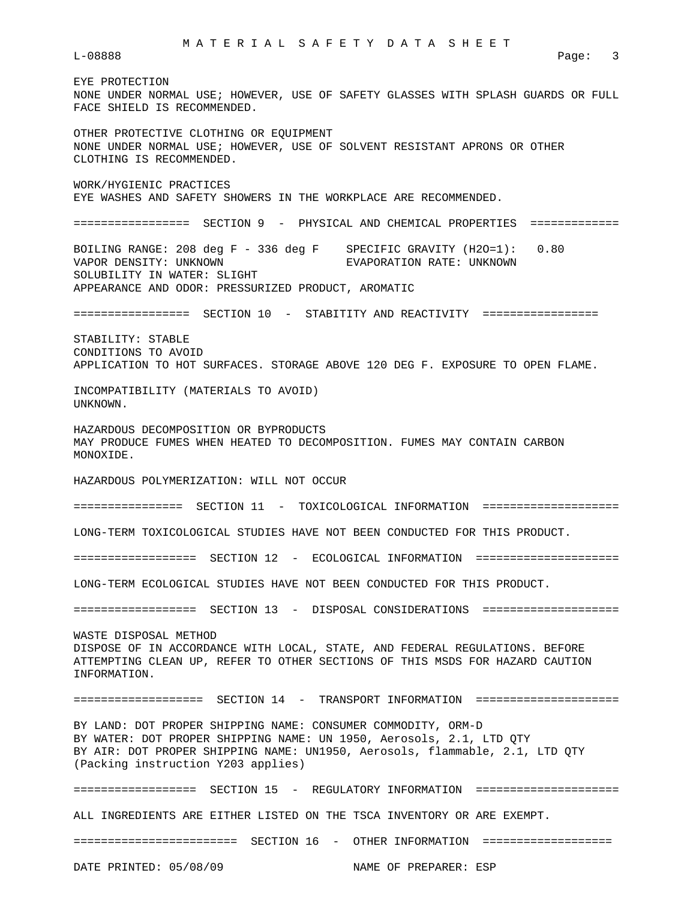EYE PROTECTION
NONE UNDER NORMAL USE; HOWEVER, USE OF SAFETY GLASSES WITH SPLASH GUARDS OR FULL FACE SHIELD IS RECOMMENDED.

OTHER PROTECTIVE CLOTHING OR EQUIPMENT
NONE UNDER NORMAL USE; HOWEVER, USE OF SOLVENT RESISTANT APRONS OR OTHER CLOTHING IS RECOMMENDED.

WORK/HYGIENIC PRACTICES
EYE WASHES AND SAFETY SHOWERS IN THE WORKPLACE ARE RECOMMENDED.

## SECTION 9 - PHYSICAL AND CHEMICAL PROPERTIES

BOILING RANGE: 208 deg F - 336 deg F
SPECIFIC GRAVITY (H2O=1): 0.80
VAPOR DENSITY: UNKNOWN
EVAPORATION RATE: UNKNOWN
SOLUBILITY IN WATER: SLIGHT
APPEARANCE AND ODOR: PRESSURIZED PRODUCT, AROMATIC

## SECTION 10 - STABITITY AND REACTIVITY

STABILITY: STABLE
CONDITIONS TO AVOID
APPLICATION TO HOT SURFACES. STORAGE ABOVE 120 DEG F. EXPOSURE TO OPEN FLAME.

INCOMPATIBILITY (MATERIALS TO AVOID)
UNKNOWN.

HAZARDOUS DECOMPOSITION OR BYPRODUCTS
MAY PRODUCE FUMES WHEN HEATED TO DECOMPOSITION. FUMES MAY CONTAIN CARBON MONOXIDE.

HAZARDOUS POLYMERIZATION: WILL NOT OCCUR

## SECTION 11 - TOXICOLOGICAL INFORMATION

LONG-TERM TOXICOLOGICAL STUDIES HAVE NOT BEEN CONDUCTED FOR THIS PRODUCT.

## SECTION 12 - ECOLOGICAL INFORMATION

LONG-TERM ECOLOGICAL STUDIES HAVE NOT BEEN CONDUCTED FOR THIS PRODUCT.

## SECTION 13 - DISPOSAL CONSIDERATIONS

WASTE DISPOSAL METHOD
DISPOSE OF IN ACCORDANCE WITH LOCAL, STATE, AND FEDERAL REGULATIONS. BEFORE ATTEMPTING CLEAN UP, REFER TO OTHER SECTIONS OF THIS MSDS FOR HAZARD CAUTION INFORMATION.

## SECTION 14 - TRANSPORT INFORMATION

BY LAND: DOT PROPER SHIPPING NAME: CONSUMER COMMODITY, ORM-D
BY WATER: DOT PROPER SHIPPING NAME: UN 1950, Aerosols, 2.1, LTD QTY
BY AIR: DOT PROPER SHIPPING NAME: UN1950, Aerosols, flammable, 2.1, LTD QTY (Packing instruction Y203 applies)

## SECTION 15 - REGULATORY INFORMATION

ALL INGREDIENTS ARE EITHER LISTED ON THE TSCA INVENTORY OR ARE EXEMPT.

## SECTION 16 - OTHER INFORMATION

DATE PRINTED: 05/08/09
NAME OF PREPARER: ESP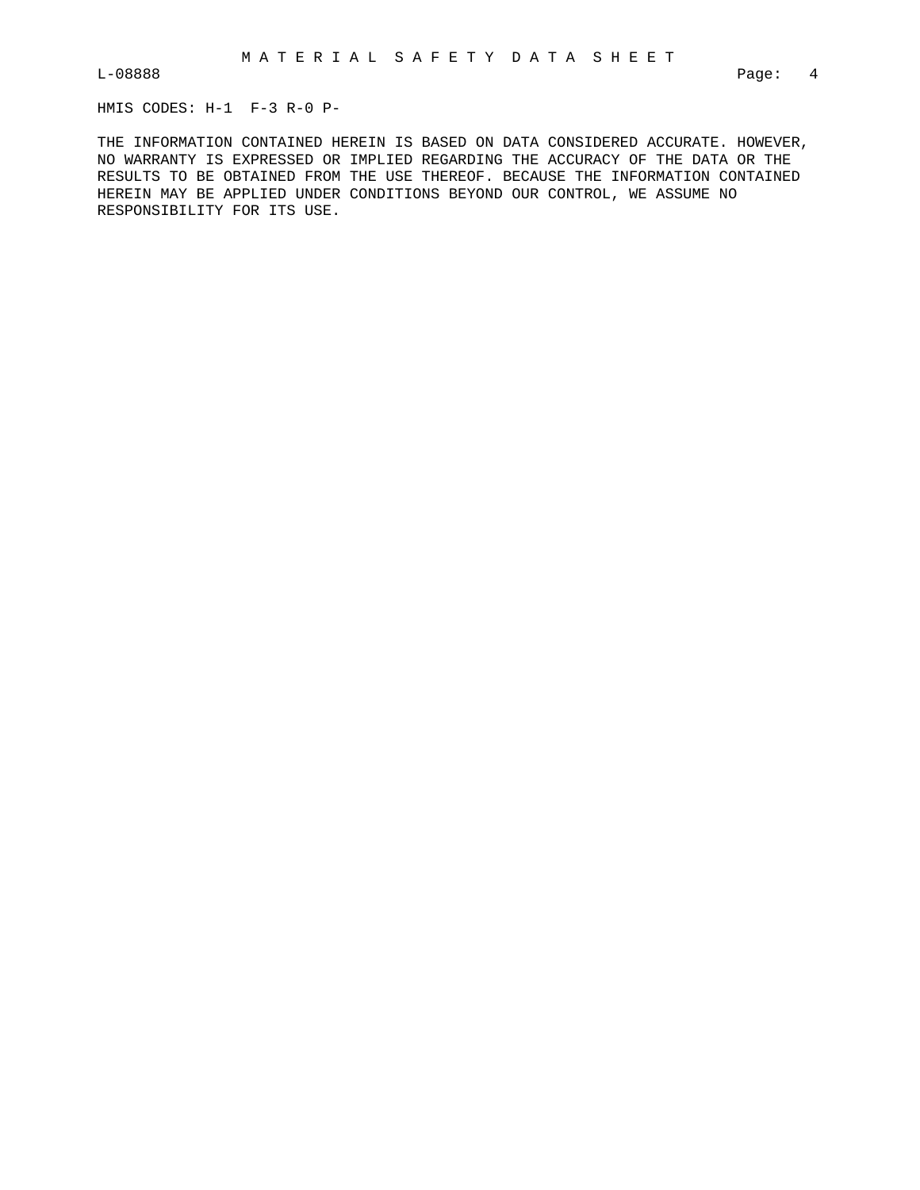HMIS CODES: H-1  F-3 R-0 P-

THE INFORMATION CONTAINED HEREIN IS BASED ON DATA CONSIDERED ACCURATE. HOWEVER, NO WARRANTY IS EXPRESSED OR IMPLIED REGARDING THE ACCURACY OF THE DATA OR THE RESULTS TO BE OBTAINED FROM THE USE THEREOF. BECAUSE THE INFORMATION CONTAINED HEREIN MAY BE APPLIED UNDER CONDITIONS BEYOND OUR CONTROL, WE ASSUME NO RESPONSIBILITY FOR ITS USE.